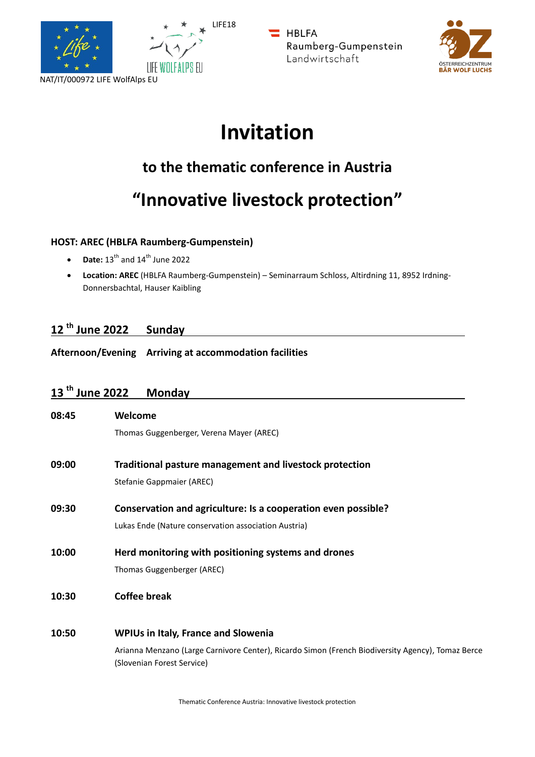NAT/IT/000972 LIFE WolfAlps EU

LIFE18

HBLFA Raumberg-Gumpenstein Landwirtschaft

ÖSTERREICHZENTRUM BÄR WOLF LUCHS

# Invitation

## to the thematic conference in Austria

# "Innovative livestock protection"

**HOST: AREC (HBLFA Raumberg-Gumpenstein)**

- **Date:** 13th and 14th June 2022
- **Location: AREC** (HBLFA Raumberg-Gumpenstein) – Seminarraum Schloss, Altirdning 11, 8952 Irdning-Donnersbachtal, Hauser Kaibling

### 12th June 2022 Sunday

**Afternoon/Evening** **Arriving at accommodation facilities**

### 13th June 2022 Monday

**08:45** **Welcome**

Thomas Guggenberger, Verena Mayer (AREC)

**09:00** **Traditional pasture management and livestock protection**

Stefanie Gappmaier (AREC)

**09:30** **Conservation and agriculture: Is a cooperation even possible?**

Lukas Ende (Nature conservation association Austria)

**10:00** **Herd monitoring with positioning systems and drones**

Thomas Guggenberger (AREC)

**10:30** **Coffee break**

**10:50** **WPIUs in Italy, France and Slowenia**

Arianna Menzano (Large Carnivore Center), Ricardo Simon (French Biodiversity Agency), Tomaz Berce (Slovenian Forest Service)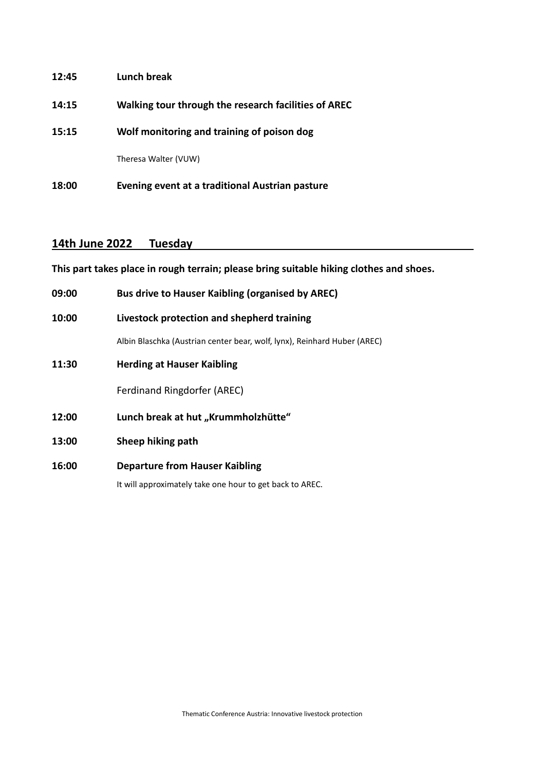**12:45** **Lunch break**

**14:15** **Walking tour through the research facilities of AREC**

**15:15** **Wolf monitoring and training of poison dog**

Theresa Walter (VUW)

**18:00** **Evening event at a traditional Austrian pasture**

## 14th June 2022 Tuesday

**This part takes place in rough terrain; please bring suitable hiking clothes and shoes.**

**09:00** **Bus drive to Hauser Kaibling (organised by AREC)**

**10:00** **Livestock protection and shepherd training**

Albin Blaschka (Austrian center bear, wolf, lynx), Reinhard Huber (AREC)

**11:30** **Herding at Hauser Kaibling**

Ferdinand Ringdorfer (AREC)

**12:00** **Lunch break at hut „Krummholzhütte“**

**13:00** **Sheep hiking path**

**16:00** **Departure from Hauser Kaibling**

It will approximately take one hour to get back to AREC.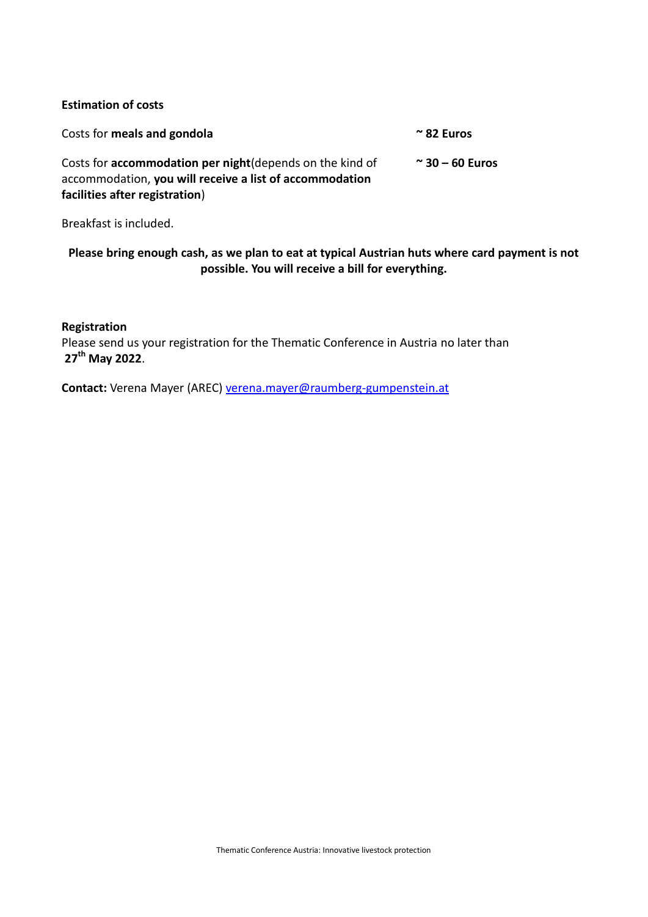**Estimation of costs**

| | |
|---|---|
| Costs for **meals and gondola** | **~ 82 Euros** |
| Costs for **accommodation per night**(depends on the kind of accommodation, **you will receive a list of accommodation facilities after registration**) | **~ 30 – 60 Euros** |

Breakfast is included.

**Please bring enough cash, as we plan to eat at typical Austrian huts where card payment is not possible. You will receive a bill for everything.**

**Registration**
Please send us your registration for the Thematic Conference in Austria no later than **27th May 2022**.

**Contact:** Verena Mayer (AREC) verena.mayer@raumberg-gumpenstein.at